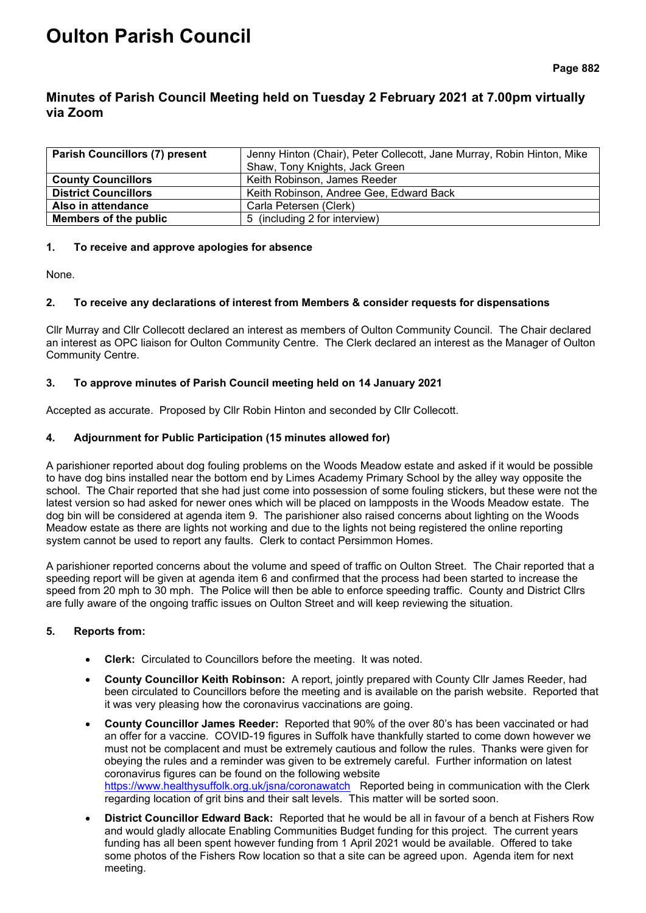# Oulton Parish Council

## Minutes of Parish Council Meeting held on Tuesday 2 February 2021 at 7.00pm virtually via Zoom

| **Parish Councillors (7) present** | Jenny Hinton (Chair), Peter Collecott, Jane Murray, Robin Hinton, Mike Shaw, Tony Knights, Jack Green |
|---|---|
| **County Councillors** | Keith Robinson, James Reeder |
| **District Councillors** | Keith Robinson, Andree Gee, Edward Back |
| **Also in attendance** | Carla Petersen (Clerk) |
| **Members of the public** | 5 (including 2 for interview) |

### 1. To receive and approve apologies for absence

None.

### 2. To receive any declarations of interest from Members & consider requests for dispensations

Cllr Murray and Cllr Collecott declared an interest as members of Oulton Community Council. The Chair declared an interest as OPC liaison for Oulton Community Centre. The Clerk declared an interest as the Manager of Oulton Community Centre.

### 3. To approve minutes of Parish Council meeting held on 14 January 2021

Accepted as accurate. Proposed by Cllr Robin Hinton and seconded by Cllr Collecott.

### 4. Adjournment for Public Participation (15 minutes allowed for)

A parishioner reported about dog fouling problems on the Woods Meadow estate and asked if it would be possible to have dog bins installed near the bottom end by Limes Academy Primary School by the alley way opposite the school. The Chair reported that she had just come into possession of some fouling stickers, but these were not the latest version so had asked for newer ones which will be placed on lampposts in the Woods Meadow estate. The dog bin will be considered at agenda item 9. The parishioner also raised concerns about lighting on the Woods Meadow estate as there are lights not working and due to the lights not being registered the online reporting system cannot be used to report any faults. Clerk to contact Persimmon Homes.

A parishioner reported concerns about the volume and speed of traffic on Oulton Street. The Chair reported that a speeding report will be given at agenda item 6 and confirmed that the process had been started to increase the speed from 20 mph to 30 mph. The Police will then be able to enforce speeding traffic. County and District Cllrs are fully aware of the ongoing traffic issues on Oulton Street and will keep reviewing the situation.

### 5. Reports from:

- **Clerk:** Circulated to Councillors before the meeting. It was noted.
- **County Councillor Keith Robinson:** A report, jointly prepared with County Cllr James Reeder, had been circulated to Councillors before the meeting and is available on the parish website. Reported that it was very pleasing how the coronavirus vaccinations are going.
- **County Councillor James Reeder:** Reported that 90% of the over 80's has been vaccinated or had an offer for a vaccine. COVID-19 figures in Suffolk have thankfully started to come down however we must not be complacent and must be extremely cautious and follow the rules. Thanks were given for obeying the rules and a reminder was given to be extremely careful. Further information on latest coronavirus figures can be found on the following website https://www.healthysuffolk.org.uk/jsna/coronawatch Reported being in communication with the Clerk regarding location of grit bins and their salt levels. This matter will be sorted soon.
- **District Councillor Edward Back:** Reported that he would be all in favour of a bench at Fishers Row and would gladly allocate Enabling Communities Budget funding for this project. The current years funding has all been spent however funding from 1 April 2021 would be available. Offered to take some photos of the Fishers Row location so that a site can be agreed upon. Agenda item for next meeting.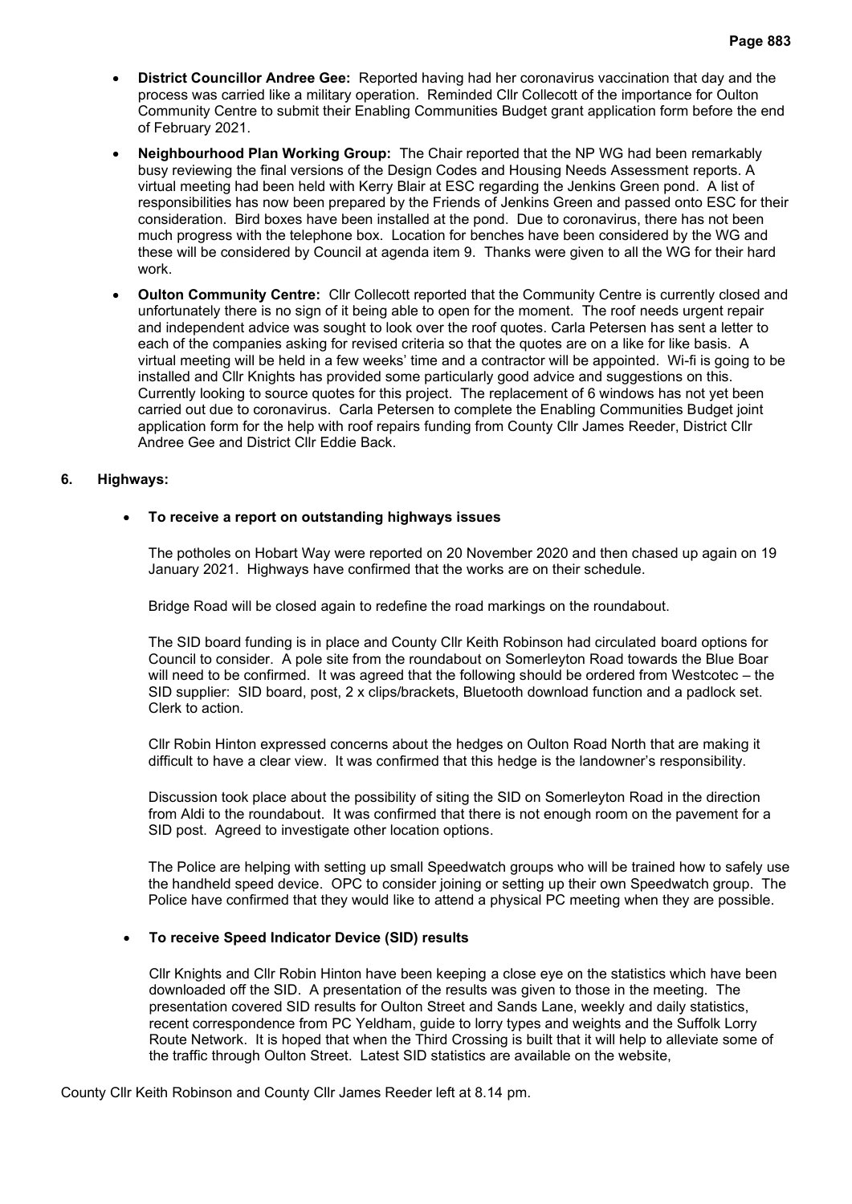- **District Councillor Andree Gee:** Reported having had her coronavirus vaccination that day and the process was carried like a military operation. Reminded Cllr Collecott of the importance for Oulton Community Centre to submit their Enabling Communities Budget grant application form before the end of February 2021.
- **Neighbourhood Plan Working Group:** The Chair reported that the NP WG had been remarkably busy reviewing the final versions of the Design Codes and Housing Needs Assessment reports. A virtual meeting had been held with Kerry Blair at ESC regarding the Jenkins Green pond. A list of responsibilities has now been prepared by the Friends of Jenkins Green and passed onto ESC for their consideration. Bird boxes have been installed at the pond. Due to coronavirus, there has not been much progress with the telephone box. Location for benches have been considered by the WG and these will be considered by Council at agenda item 9. Thanks were given to all the WG for their hard work.
- **Oulton Community Centre:** Cllr Collecott reported that the Community Centre is currently closed and unfortunately there is no sign of it being able to open for the moment. The roof needs urgent repair and independent advice was sought to look over the roof quotes. Carla Petersen has sent a letter to each of the companies asking for revised criteria so that the quotes are on a like for like basis. A virtual meeting will be held in a few weeks' time and a contractor will be appointed. Wi-fi is going to be installed and Cllr Knights has provided some particularly good advice and suggestions on this. Currently looking to source quotes for this project. The replacement of 6 windows has not yet been carried out due to coronavirus. Carla Petersen to complete the Enabling Communities Budget joint application form for the help with roof repairs funding from County Cllr James Reeder, District Cllr Andree Gee and District Cllr Eddie Back.

**6. Highways:**

- **To receive a report on outstanding highways issues**

  The potholes on Hobart Way were reported on 20 November 2020 and then chased up again on 19 January 2021. Highways have confirmed that the works are on their schedule.

  Bridge Road will be closed again to redefine the road markings on the roundabout.

  The SID board funding is in place and County Cllr Keith Robinson had circulated board options for Council to consider. A pole site from the roundabout on Somerleyton Road towards the Blue Boar will need to be confirmed. It was agreed that the following should be ordered from Westcotec – the SID supplier: SID board, post, 2 x clips/brackets, Bluetooth download function and a padlock set. Clerk to action.

  Cllr Robin Hinton expressed concerns about the hedges on Oulton Road North that are making it difficult to have a clear view. It was confirmed that this hedge is the landowner's responsibility.

  Discussion took place about the possibility of siting the SID on Somerleyton Road in the direction from Aldi to the roundabout. It was confirmed that there is not enough room on the pavement for a SID post. Agreed to investigate other location options.

  The Police are helping with setting up small Speedwatch groups who will be trained how to safely use the handheld speed device. OPC to consider joining or setting up their own Speedwatch group. The Police have confirmed that they would like to attend a physical PC meeting when they are possible.

- **To receive Speed Indicator Device (SID) results**

  Cllr Knights and Cllr Robin Hinton have been keeping a close eye on the statistics which have been downloaded off the SID. A presentation of the results was given to those in the meeting. The presentation covered SID results for Oulton Street and Sands Lane, weekly and daily statistics, recent correspondence from PC Yeldham, guide to lorry types and weights and the Suffolk Lorry Route Network. It is hoped that when the Third Crossing is built that it will help to alleviate some of the traffic through Oulton Street. Latest SID statistics are available on the website,

County Cllr Keith Robinson and County Cllr James Reeder left at 8.14 pm.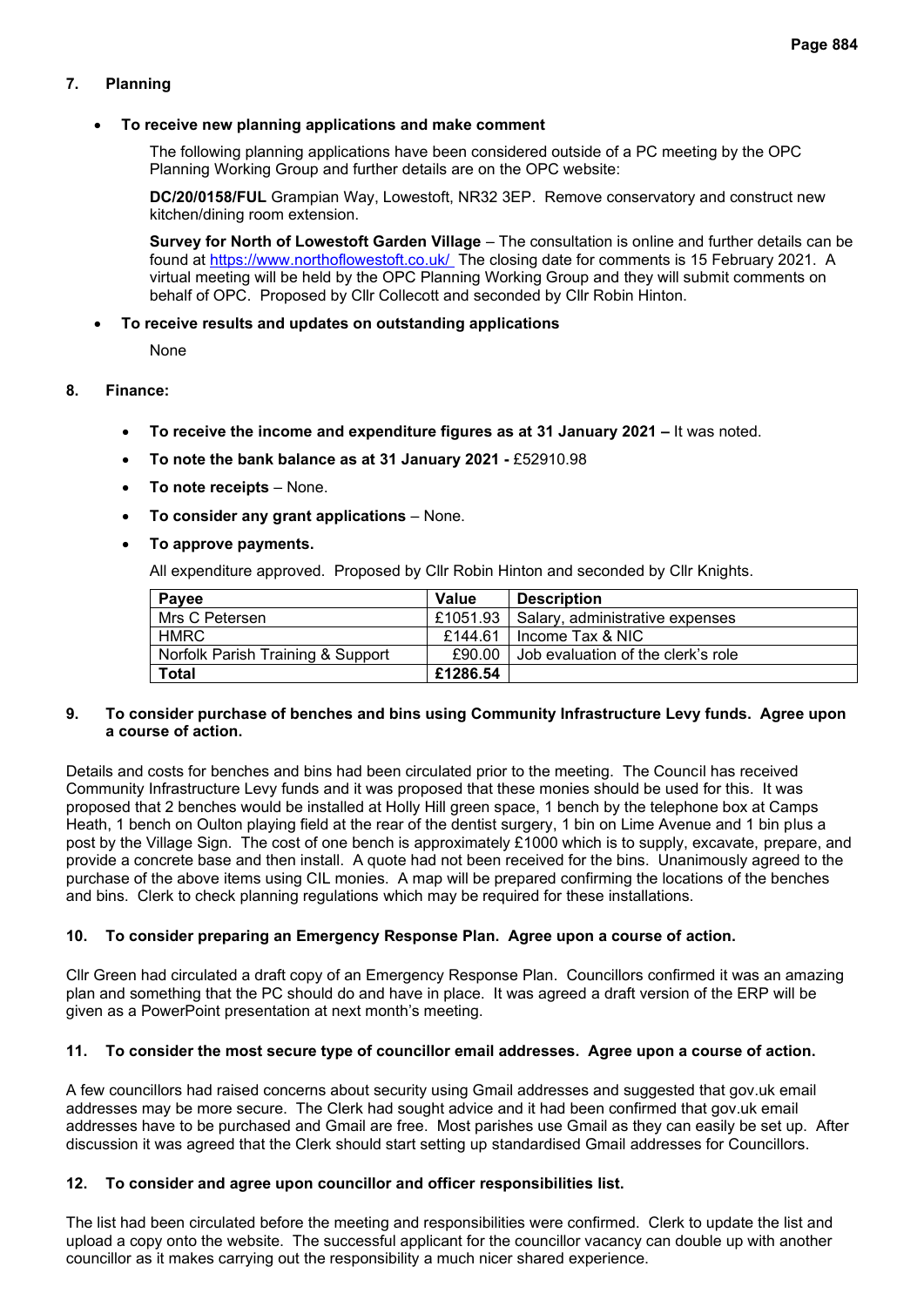## 7. Planning

- **To receive new planning applications and make comment**

  The following planning applications have been considered outside of a PC meeting by the OPC Planning Working Group and further details are on the OPC website:

  **DC/20/0158/FUL** Grampian Way, Lowestoft, NR32 3EP. Remove conservatory and construct new kitchen/dining room extension.

  **Survey for North of Lowestoft Garden Village** – The consultation is online and further details can be found at https://www.northoflowestoft.co.uk/ The closing date for comments is 15 February 2021. A virtual meeting will be held by the OPC Planning Working Group and they will submit comments on behalf of OPC. Proposed by Cllr Collecott and seconded by Cllr Robin Hinton.

- **To receive results and updates on outstanding applications**

  None

## 8. Finance:

- **To receive the income and expenditure figures as at 31 January 2021 –** It was noted.
- **To note the bank balance as at 31 January 2021 -** £52910.98
- **To note receipts** – None.
- **To consider any grant applications** – None.
- **To approve payments.**

  All expenditure approved. Proposed by Cllr Robin Hinton and seconded by Cllr Knights.

| Payee | Value | Description |
|---|---|---|
| Mrs C Petersen | £1051.93 | Salary, administrative expenses |
| HMRC | £144.61 | Income Tax & NIC |
| Norfolk Parish Training & Support | £90.00 | Job evaluation of the clerk's role |
| **Total** | **£1286.54** | |

## 9. To consider purchase of benches and bins using Community Infrastructure Levy funds. Agree upon a course of action.

Details and costs for benches and bins had been circulated prior to the meeting. The Council has received Community Infrastructure Levy funds and it was proposed that these monies should be used for this. It was proposed that 2 benches would be installed at Holly Hill green space, 1 bench by the telephone box at Camps Heath, 1 bench on Oulton playing field at the rear of the dentist surgery, 1 bin on Lime Avenue and 1 bin plus a post by the Village Sign. The cost of one bench is approximately £1000 which is to supply, excavate, prepare, and provide a concrete base and then install. A quote had not been received for the bins. Unanimously agreed to the purchase of the above items using CIL monies. A map will be prepared confirming the locations of the benches and bins. Clerk to check planning regulations which may be required for these installations.

## 10. To consider preparing an Emergency Response Plan. Agree upon a course of action.

Cllr Green had circulated a draft copy of an Emergency Response Plan. Councillors confirmed it was an amazing plan and something that the PC should do and have in place. It was agreed a draft version of the ERP will be given as a PowerPoint presentation at next month's meeting.

## 11. To consider the most secure type of councillor email addresses. Agree upon a course of action.

A few councillors had raised concerns about security using Gmail addresses and suggested that gov.uk email addresses may be more secure. The Clerk had sought advice and it had been confirmed that gov.uk email addresses have to be purchased and Gmail are free. Most parishes use Gmail as they can easily be set up. After discussion it was agreed that the Clerk should start setting up standardised Gmail addresses for Councillors.

## 12. To consider and agree upon councillor and officer responsibilities list.

The list had been circulated before the meeting and responsibilities were confirmed. Clerk to update the list and upload a copy onto the website. The successful applicant for the councillor vacancy can double up with another councillor as it makes carrying out the responsibility a much nicer shared experience.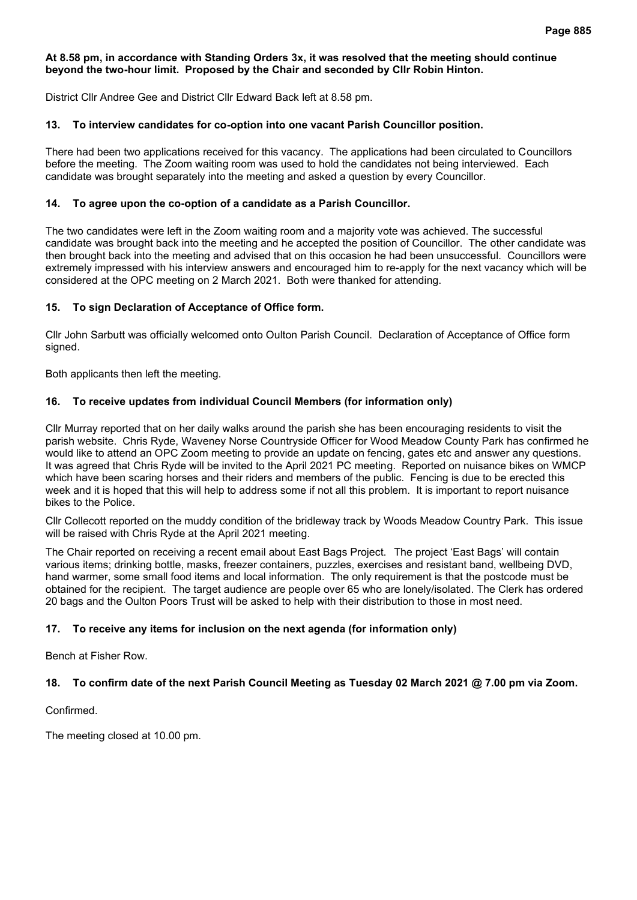**At 8.58 pm, in accordance with Standing Orders 3x, it was resolved that the meeting should continue beyond the two-hour limit. Proposed by the Chair and seconded by Cllr Robin Hinton.**

District Cllr Andree Gee and District Cllr Edward Back left at 8.58 pm.

### 13. To interview candidates for co-option into one vacant Parish Councillor position.

There had been two applications received for this vacancy. The applications had been circulated to Councillors before the meeting. The Zoom waiting room was used to hold the candidates not being interviewed. Each candidate was brought separately into the meeting and asked a question by every Councillor.

### 14. To agree upon the co-option of a candidate as a Parish Councillor.

The two candidates were left in the Zoom waiting room and a majority vote was achieved. The successful candidate was brought back into the meeting and he accepted the position of Councillor. The other candidate was then brought back into the meeting and advised that on this occasion he had been unsuccessful. Councillors were extremely impressed with his interview answers and encouraged him to re-apply for the next vacancy which will be considered at the OPC meeting on 2 March 2021. Both were thanked for attending.

### 15. To sign Declaration of Acceptance of Office form.

Cllr John Sarbutt was officially welcomed onto Oulton Parish Council. Declaration of Acceptance of Office form signed.

Both applicants then left the meeting.

### 16. To receive updates from individual Council Members (for information only)

Cllr Murray reported that on her daily walks around the parish she has been encouraging residents to visit the parish website. Chris Ryde, Waveney Norse Countryside Officer for Wood Meadow County Park has confirmed he would like to attend an OPC Zoom meeting to provide an update on fencing, gates etc and answer any questions. It was agreed that Chris Ryde will be invited to the April 2021 PC meeting. Reported on nuisance bikes on WMCP which have been scaring horses and their riders and members of the public. Fencing is due to be erected this week and it is hoped that this will help to address some if not all this problem. It is important to report nuisance bikes to the Police.

Cllr Collecott reported on the muddy condition of the bridleway track by Woods Meadow Country Park. This issue will be raised with Chris Ryde at the April 2021 meeting.

The Chair reported on receiving a recent email about East Bags Project. The project 'East Bags' will contain various items; drinking bottle, masks, freezer containers, puzzles, exercises and resistant band, wellbeing DVD, hand warmer, some small food items and local information. The only requirement is that the postcode must be obtained for the recipient. The target audience are people over 65 who are lonely/isolated. The Clerk has ordered 20 bags and the Oulton Poors Trust will be asked to help with their distribution to those in most need.

### 17. To receive any items for inclusion on the next agenda (for information only)

Bench at Fisher Row.

### 18. To confirm date of the next Parish Council Meeting as Tuesday 02 March 2021 @ 7.00 pm via Zoom.

Confirmed.

The meeting closed at 10.00 pm.